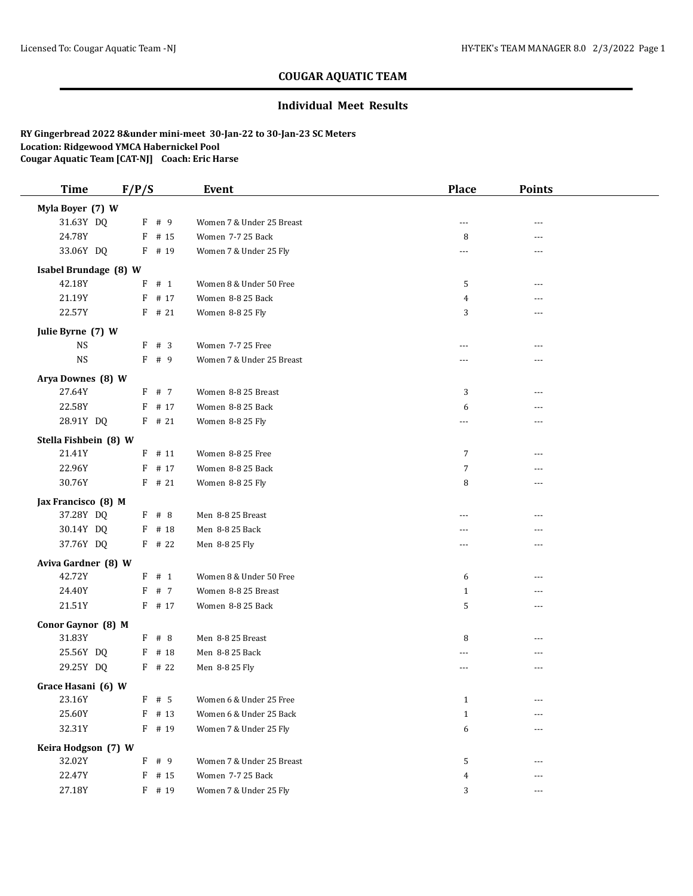# COUGAR AQUATIC TEAM

## Individual Meet Results

**RY Gingerbread 2022 8&under mini-meet 30-Jan-22 to 30-Jan-23 SC Meters**
**Location: Ridgewood YMCA Habernickel Pool**
**Cougar Aquatic Team [CAT-NJ] Coach: Eric Harse**

| Time | F/P/S | Event | Place | Points |
|---|---|---|---|---|
| **Myla Boyer (7) W** | | | | |
| 31.63Y DQ | F # 9 | Women 7 & Under 25 Breast | --- | --- |
| 24.78Y | F # 15 | Women 7-7 25 Back | 8 | --- |
| 33.06Y DQ | F # 19 | Women 7 & Under 25 Fly | --- | --- |
| **Isabel Brundage (8) W** | | | | |
| 42.18Y | F # 1 | Women 8 & Under 50 Free | 5 | --- |
| 21.19Y | F # 17 | Women 8-8 25 Back | 4 | --- |
| 22.57Y | F # 21 | Women 8-8 25 Fly | 3 | --- |
| **Julie Byrne (7) W** | | | | |
| NS | F # 3 | Women 7-7 25 Free | --- | --- |
| NS | F # 9 | Women 7 & Under 25 Breast | --- | --- |
| **Arya Downes (8) W** | | | | |
| 27.64Y | F # 7 | Women 8-8 25 Breast | 3 | --- |
| 22.58Y | F # 17 | Women 8-8 25 Back | 6 | --- |
| 28.91Y DQ | F # 21 | Women 8-8 25 Fly | --- | --- |
| **Stella Fishbein (8) W** | | | | |
| 21.41Y | F # 11 | Women 8-8 25 Free | 7 | --- |
| 22.96Y | F # 17 | Women 8-8 25 Back | 7 | --- |
| 30.76Y | F # 21 | Women 8-8 25 Fly | 8 | --- |
| **Jax Francisco (8) M** | | | | |
| 37.28Y DQ | F # 8 | Men 8-8 25 Breast | --- | --- |
| 30.14Y DQ | F # 18 | Men 8-8 25 Back | --- | --- |
| 37.76Y DQ | F # 22 | Men 8-8 25 Fly | --- | --- |
| **Aviva Gardner (8) W** | | | | |
| 42.72Y | F # 1 | Women 8 & Under 50 Free | 6 | --- |
| 24.40Y | F # 7 | Women 8-8 25 Breast | 1 | --- |
| 21.51Y | F # 17 | Women 8-8 25 Back | 5 | --- |
| **Conor Gaynor (8) M** | | | | |
| 31.83Y | F # 8 | Men 8-8 25 Breast | 8 | --- |
| 25.56Y DQ | F # 18 | Men 8-8 25 Back | --- | --- |
| 29.25Y DQ | F # 22 | Men 8-8 25 Fly | --- | --- |
| **Grace Hasani (6) W** | | | | |
| 23.16Y | F # 5 | Women 6 & Under 25 Free | 1 | --- |
| 25.60Y | F # 13 | Women 6 & Under 25 Back | 1 | --- |
| 32.31Y | F # 19 | Women 7 & Under 25 Fly | 6 | --- |
| **Keira Hodgson (7) W** | | | | |
| 32.02Y | F # 9 | Women 7 & Under 25 Breast | 5 | --- |
| 22.47Y | F # 15 | Women 7-7 25 Back | 4 | --- |
| 27.18Y | F # 19 | Women 7 & Under 25 Fly | 3 | --- |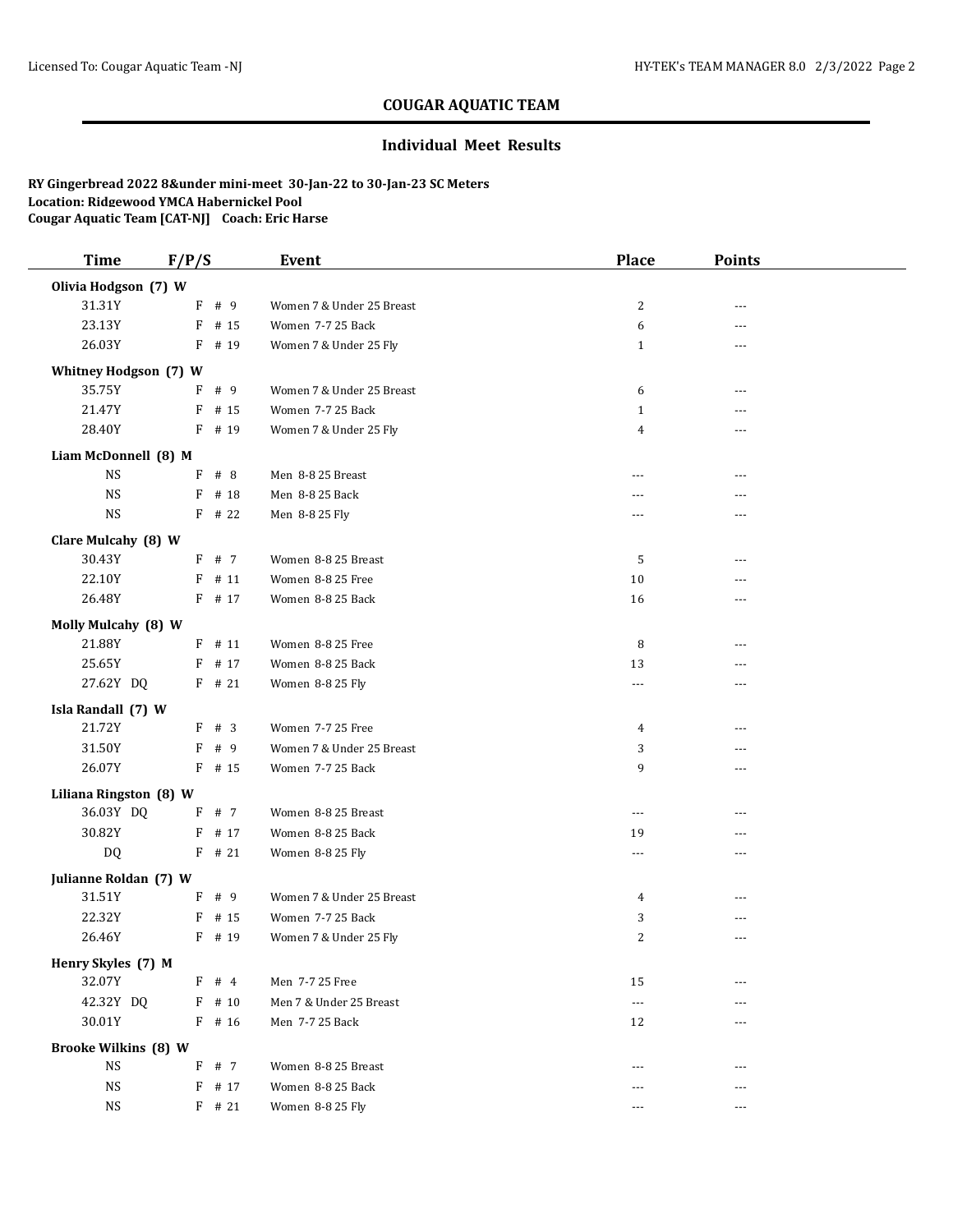## COUGAR AQUATIC TEAM

### Individual Meet Results

**RY Gingerbread 2022 8&under mini-meet 30-Jan-22 to 30-Jan-23 SC Meters**
**Location: Ridgewood YMCA Habernickel Pool**
**Cougar Aquatic Team [CAT-NJ] Coach: Eric Harse**

| Time | F/P/S | Event | Place | Points |
|---|---|---|---|---|
| **Olivia Hodgson (7) W** | | | | |
| 31.31Y | F # 9 | Women 7 & Under 25 Breast | 2 | --- |
| 23.13Y | F # 15 | Women 7-7 25 Back | 6 | --- |
| 26.03Y | F # 19 | Women 7 & Under 25 Fly | 1 | --- |
| **Whitney Hodgson (7) W** | | | | |
| 35.75Y | F # 9 | Women 7 & Under 25 Breast | 6 | --- |
| 21.47Y | F # 15 | Women 7-7 25 Back | 1 | --- |
| 28.40Y | F # 19 | Women 7 & Under 25 Fly | 4 | --- |
| **Liam McDonnell (8) M** | | | | |
| NS | F # 8 | Men 8-8 25 Breast | --- | --- |
| NS | F # 18 | Men 8-8 25 Back | --- | --- |
| NS | F # 22 | Men 8-8 25 Fly | --- | --- |
| **Clare Mulcahy (8) W** | | | | |
| 30.43Y | F # 7 | Women 8-8 25 Breast | 5 | --- |
| 22.10Y | F # 11 | Women 8-8 25 Free | 10 | --- |
| 26.48Y | F # 17 | Women 8-8 25 Back | 16 | --- |
| **Molly Mulcahy (8) W** | | | | |
| 21.88Y | F # 11 | Women 8-8 25 Free | 8 | --- |
| 25.65Y | F # 17 | Women 8-8 25 Back | 13 | --- |
| 27.62Y DQ | F # 21 | Women 8-8 25 Fly | --- | --- |
| **Isla Randall (7) W** | | | | |
| 21.72Y | F # 3 | Women 7-7 25 Free | 4 | --- |
| 31.50Y | F # 9 | Women 7 & Under 25 Breast | 3 | --- |
| 26.07Y | F # 15 | Women 7-7 25 Back | 9 | --- |
| **Liliana Ringston (8) W** | | | | |
| 36.03Y DQ | F # 7 | Women 8-8 25 Breast | --- | --- |
| 30.82Y | F # 17 | Women 8-8 25 Back | 19 | --- |
| DQ | F # 21 | Women 8-8 25 Fly | --- | --- |
| **Julianne Roldan (7) W** | | | | |
| 31.51Y | F # 9 | Women 7 & Under 25 Breast | 4 | --- |
| 22.32Y | F # 15 | Women 7-7 25 Back | 3 | --- |
| 26.46Y | F # 19 | Women 7 & Under 25 Fly | 2 | --- |
| **Henry Skyles (7) M** | | | | |
| 32.07Y | F # 4 | Men 7-7 25 Free | 15 | --- |
| 42.32Y DQ | F # 10 | Men 7 & Under 25 Breast | --- | --- |
| 30.01Y | F # 16 | Men 7-7 25 Back | 12 | --- |
| **Brooke Wilkins (8) W** | | | | |
| NS | F # 7 | Women 8-8 25 Breast | --- | --- |
| NS | F # 17 | Women 8-8 25 Back | --- | --- |
| NS | F # 21 | Women 8-8 25 Fly | --- | --- |